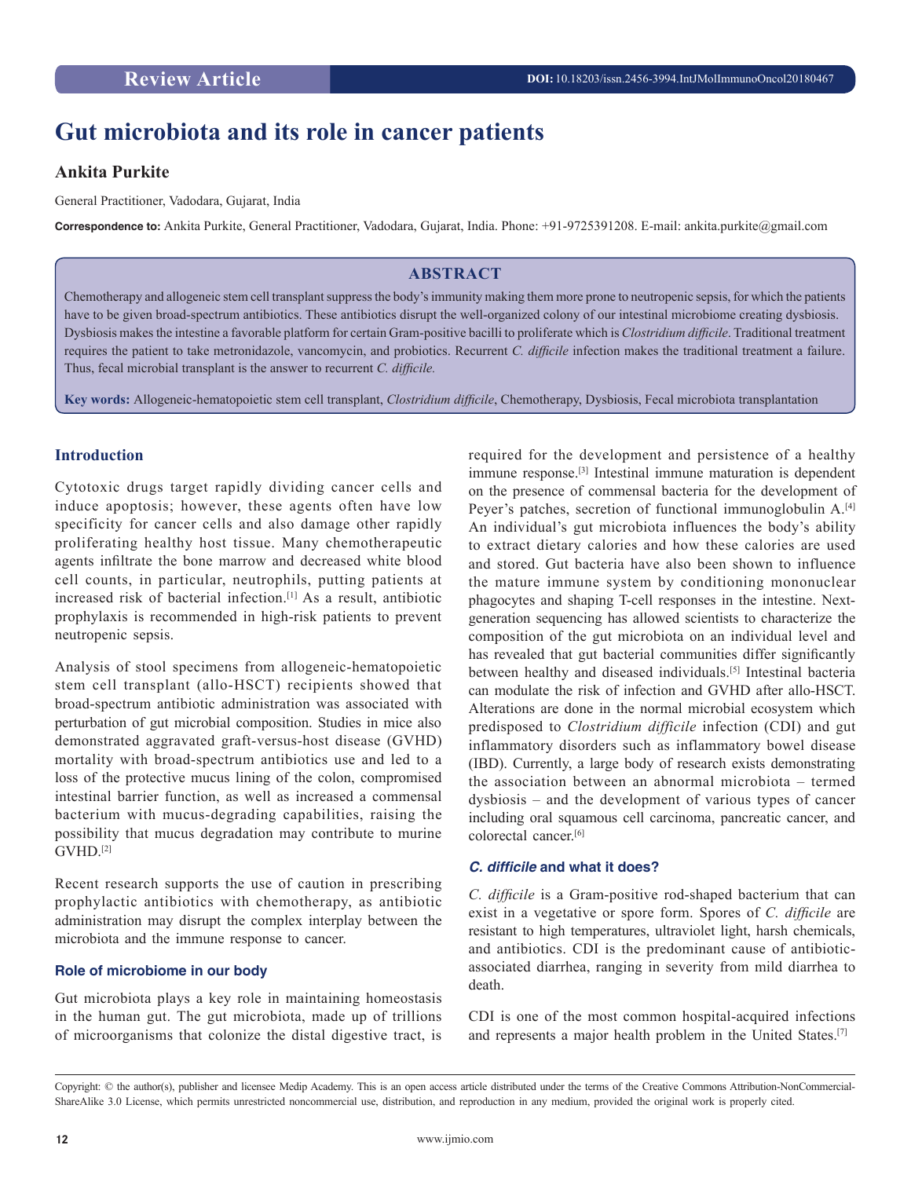Review Article

DOI: 10.18203/issn.2456-3994.IntJMolImmunoOncol20180467

# Gut microbiota and its role in cancer patients

**Ankita Purkite**

General Practitioner, Vadodara, Gujarat, India

**Correspondence to:** Ankita Purkite, General Practitioner, Vadodara, Gujarat, India. Phone: +91-9725391208. E-mail: ankita.purkite@gmail.com

## ABSTRACT

Chemotherapy and allogeneic stem cell transplant suppress the body's immunity making them more prone to neutropenic sepsis, for which the patients have to be given broad-spectrum antibiotics. These antibiotics disrupt the well-organized colony of our intestinal microbiome creating dysbiosis. Dysbiosis makes the intestine a favorable platform for certain Gram-positive bacilli to proliferate which is *Clostridium difficile*. Traditional treatment requires the patient to take metronidazole, vancomycin, and probiotics. Recurrent *C. difficile* infection makes the traditional treatment a failure. Thus, fecal microbial transplant is the answer to recurrent *C. difficile.*

**Key words:** Allogeneic-hematopoietic stem cell transplant, *Clostridium difficile*, Chemotherapy, Dysbiosis, Fecal microbiota transplantation

## Introduction

Cytotoxic drugs target rapidly dividing cancer cells and induce apoptosis; however, these agents often have low specificity for cancer cells and also damage other rapidly proliferating healthy host tissue. Many chemotherapeutic agents infiltrate the bone marrow and decreased white blood cell counts, in particular, neutrophils, putting patients at increased risk of bacterial infection.[1] As a result, antibiotic prophylaxis is recommended in high-risk patients to prevent neutropenic sepsis.

Analysis of stool specimens from allogeneic-hematopoietic stem cell transplant (allo-HSCT) recipients showed that broad-spectrum antibiotic administration was associated with perturbation of gut microbial composition. Studies in mice also demonstrated aggravated graft-versus-host disease (GVHD) mortality with broad-spectrum antibiotics use and led to a loss of the protective mucus lining of the colon, compromised intestinal barrier function, as well as increased a commensal bacterium with mucus-degrading capabilities, raising the possibility that mucus degradation may contribute to murine GVHD.[2]

Recent research supports the use of caution in prescribing prophylactic antibiotics with chemotherapy, as antibiotic administration may disrupt the complex interplay between the microbiota and the immune response to cancer.

### Role of microbiome in our body

Gut microbiota plays a key role in maintaining homeostasis in the human gut. The gut microbiota, made up of trillions of microorganisms that colonize the distal digestive tract, is required for the development and persistence of a healthy immune response.[3] Intestinal immune maturation is dependent on the presence of commensal bacteria for the development of Peyer's patches, secretion of functional immunoglobulin A.[4] An individual's gut microbiota influences the body's ability to extract dietary calories and how these calories are used and stored. Gut bacteria have also been shown to influence the mature immune system by conditioning mononuclear phagocytes and shaping T-cell responses in the intestine. Next-generation sequencing has allowed scientists to characterize the composition of the gut microbiota on an individual level and has revealed that gut bacterial communities differ significantly between healthy and diseased individuals.[5] Intestinal bacteria can modulate the risk of infection and GVHD after allo-HSCT. Alterations are done in the normal microbial ecosystem which predisposed to *Clostridium difficile* infection (CDI) and gut inflammatory disorders such as inflammatory bowel disease (IBD). Currently, a large body of research exists demonstrating the association between an abnormal microbiota – termed dysbiosis – and the development of various types of cancer including oral squamous cell carcinoma, pancreatic cancer, and colorectal cancer.[6]

### *C. difficile* and what it does?

*C. difficile* is a Gram-positive rod-shaped bacterium that can exist in a vegetative or spore form. Spores of *C. difficile* are resistant to high temperatures, ultraviolet light, harsh chemicals, and antibiotics. CDI is the predominant cause of antibiotic-associated diarrhea, ranging in severity from mild diarrhea to death.

CDI is one of the most common hospital-acquired infections and represents a major health problem in the United States.[7]

Copyright: © the author(s), publisher and licensee Medip Academy. This is an open access article distributed under the terms of the Creative Commons Attribution-NonCommercial-ShareAlike 3.0 License, which permits unrestricted noncommercial use, distribution, and reproduction in any medium, provided the original work is properly cited.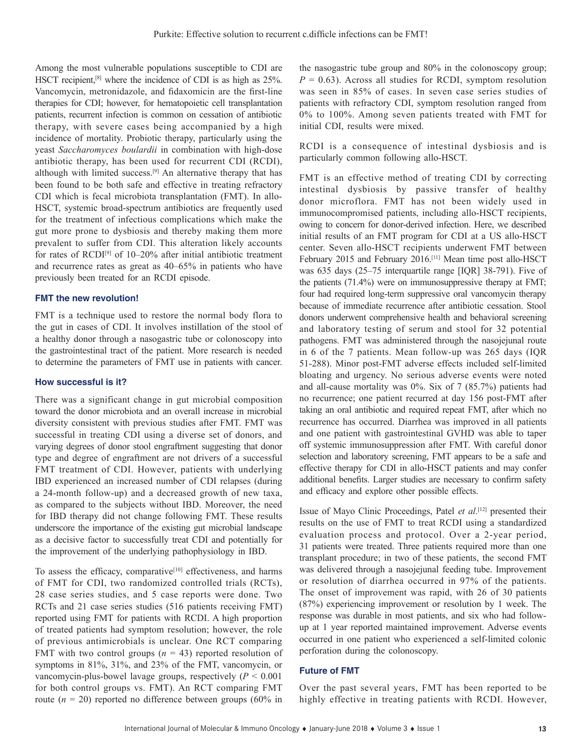Among the most vulnerable populations susceptible to CDI are HSCT recipient,[8] where the incidence of CDI is as high as 25%. Vancomycin, metronidazole, and fidaxomicin are the first-line therapies for CDI; however, for hematopoietic cell transplantation patients, recurrent infection is common on cessation of antibiotic therapy, with severe cases being accompanied by a high incidence of mortality. Probiotic therapy, particularly using the yeast *Saccharomyces boulardii* in combination with high-dose antibiotic therapy, has been used for recurrent CDI (RCDI), although with limited success.[9] An alternative therapy that has been found to be both safe and effective in treating refractory CDI which is fecal microbiota transplantation (FMT). In allo-HSCT, systemic broad-spectrum antibiotics are frequently used for the treatment of infectious complications which make the gut more prone to dysbiosis and thereby making them more prevalent to suffer from CDI. This alteration likely accounts for rates of RCDI[9] of 10–20% after initial antibiotic treatment and recurrence rates as great as 40–65% in patients who have previously been treated for an RCDI episode.

### FMT the new revolution!

FMT is a technique used to restore the normal body flora to the gut in cases of CDI. It involves instillation of the stool of a healthy donor through a nasogastric tube or colonoscopy into the gastrointestinal tract of the patient. More research is needed to determine the parameters of FMT use in patients with cancer.

### How successful is it?

There was a significant change in gut microbial composition toward the donor microbiota and an overall increase in microbial diversity consistent with previous studies after FMT. FMT was successful in treating CDI using a diverse set of donors, and varying degrees of donor stool engraftment suggesting that donor type and degree of engraftment are not drivers of a successful FMT treatment of CDI. However, patients with underlying IBD experienced an increased number of CDI relapses (during a 24-month follow-up) and a decreased growth of new taxa, as compared to the subjects without IBD. Moreover, the need for IBD therapy did not change following FMT. These results underscore the importance of the existing gut microbial landscape as a decisive factor to successfully treat CDI and potentially for the improvement of the underlying pathophysiology in IBD.

To assess the efficacy, comparative[10] effectiveness, and harms of FMT for CDI, two randomized controlled trials (RCTs), 28 case series studies, and 5 case reports were done. Two RCTs and 21 case series studies (516 patients receiving FMT) reported using FMT for patients with RCDI. A high proportion of treated patients had symptom resolution; however, the role of previous antimicrobials is unclear. One RCT comparing FMT with two control groups ($n = 43$) reported resolution of symptoms in 81%, 31%, and 23% of the FMT, vancomycin, or vancomycin-plus-bowel lavage groups, respectively ($P < 0.001$ for both control groups vs. FMT). An RCT comparing FMT route ($n = 20$) reported no difference between groups (60% in the nasogastric tube group and 80% in the colonoscopy group; $P = 0.63$). Across all studies for RCDI, symptom resolution was seen in 85% of cases. In seven case series studies of patients with refractory CDI, symptom resolution ranged from 0% to 100%. Among seven patients treated with FMT for initial CDI, results were mixed.

RCDI is a consequence of intestinal dysbiosis and is particularly common following allo-HSCT.

FMT is an effective method of treating CDI by correcting intestinal dysbiosis by passive transfer of healthy donor microflora. FMT has not been widely used in immunocompromised patients, including allo-HSCT recipients, owing to concern for donor-derived infection. Here, we described initial results of an FMT program for CDI at a US allo-HSCT center. Seven allo-HSCT recipients underwent FMT between February 2015 and February 2016.[11] Mean time post allo-HSCT was 635 days (25–75 interquartile range [IQR] 38-791). Five of the patients (71.4%) were on immunosuppressive therapy at FMT; four had required long-term suppressive oral vancomycin therapy because of immediate recurrence after antibiotic cessation. Stool donors underwent comprehensive health and behavioral screening and laboratory testing of serum and stool for 32 potential pathogens. FMT was administered through the nasojejunal route in 6 of the 7 patients. Mean follow-up was 265 days (IQR 51-288). Minor post-FMT adverse effects included self-limited bloating and urgency. No serious adverse events were noted and all-cause mortality was 0%. Six of 7 (85.7%) patients had no recurrence; one patient recurred at day 156 post-FMT after taking an oral antibiotic and required repeat FMT, after which no recurrence has occurred. Diarrhea was improved in all patients and one patient with gastrointestinal GVHD was able to taper off systemic immunosuppression after FMT. With careful donor selection and laboratory screening, FMT appears to be a safe and effective therapy for CDI in allo-HSCT patients and may confer additional benefits. Larger studies are necessary to confirm safety and efficacy and explore other possible effects.

Issue of Mayo Clinic Proceedings, Patel *et al*.[12] presented their results on the use of FMT to treat RCDI using a standardized evaluation process and protocol. Over a 2-year period, 31 patients were treated. Three patients required more than one transplant procedure; in two of these patients, the second FMT was delivered through a nasojejunal feeding tube. Improvement or resolution of diarrhea occurred in 97% of the patients. The onset of improvement was rapid, with 26 of 30 patients (87%) experiencing improvement or resolution by 1 week. The response was durable in most patients, and six who had follow-up at 1 year reported maintained improvement. Adverse events occurred in one patient who experienced a self-limited colonic perforation during the colonoscopy.

### Future of FMT

Over the past several years, FMT has been reported to be highly effective in treating patients with RCDI. However,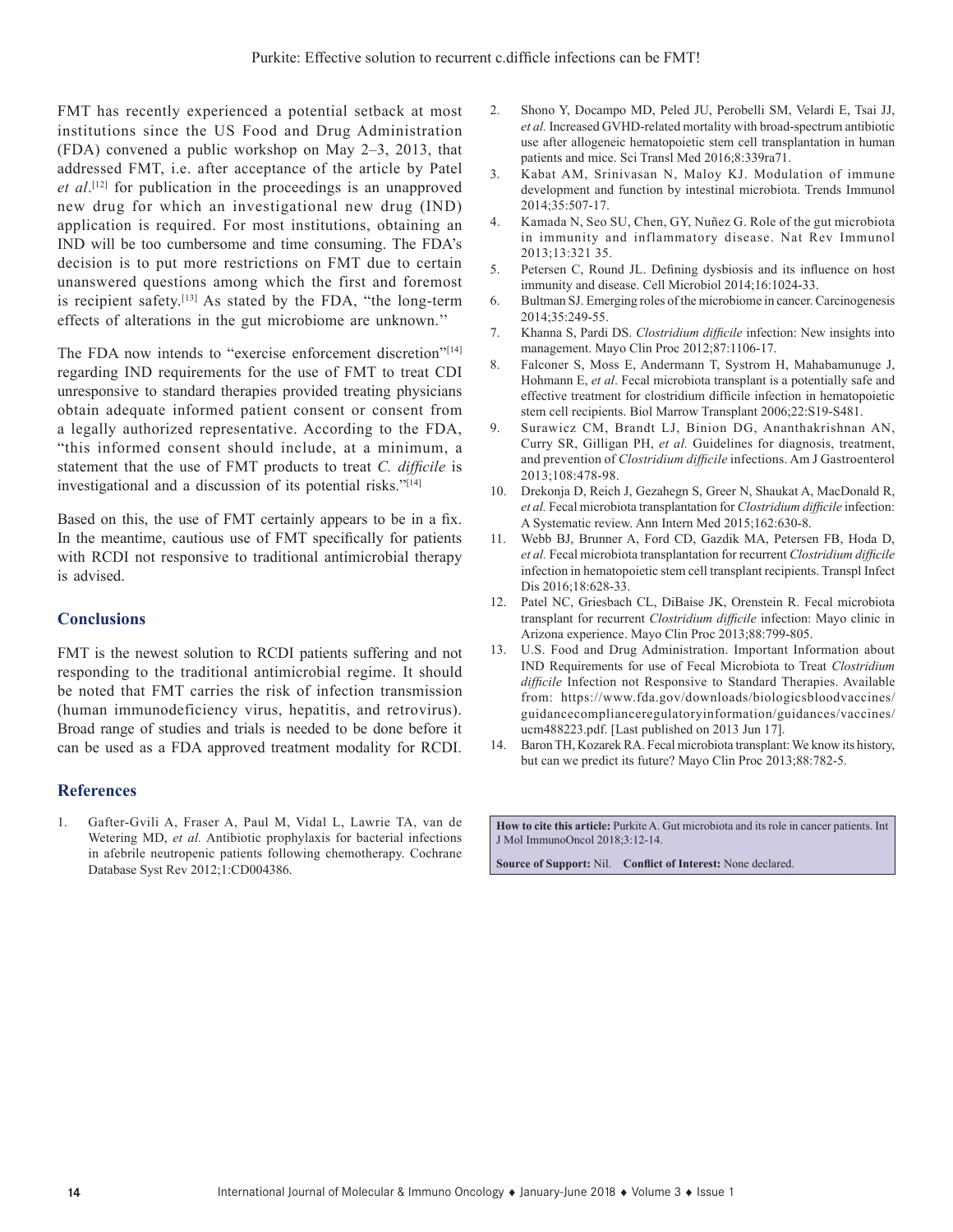FMT has recently experienced a potential setback at most institutions since the US Food and Drug Administration (FDA) convened a public workshop on May 2–3, 2013, that addressed FMT, i.e. after acceptance of the article by Patel *et al*.[12] for publication in the proceedings is an unapproved new drug for which an investigational new drug (IND) application is required. For most institutions, obtaining an IND will be too cumbersome and time consuming. The FDA's decision is to put more restrictions on FMT due to certain unanswered questions among which the first and foremost is recipient safety.[13] As stated by the FDA, "the long-term effects of alterations in the gut microbiome are unknown.''

The FDA now intends to "exercise enforcement discretion"[14] regarding IND requirements for the use of FMT to treat CDI unresponsive to standard therapies provided treating physicians obtain adequate informed patient consent or consent from a legally authorized representative. According to the FDA, "this informed consent should include, at a minimum, a statement that the use of FMT products to treat *C. difficile* is investigational and a discussion of its potential risks."[14]

Based on this, the use of FMT certainly appears to be in a fix. In the meantime, cautious use of FMT specifically for patients with RCDI not responsive to traditional antimicrobial therapy is advised.

## Conclusions

FMT is the newest solution to RCDI patients suffering and not responding to the traditional antimicrobial regime. It should be noted that FMT carries the risk of infection transmission (human immunodeficiency virus, hepatitis, and retrovirus). Broad range of studies and trials is needed to be done before it can be used as a FDA approved treatment modality for RCDI.

## References

1. Gafter-Gvili A, Fraser A, Paul M, Vidal L, Lawrie TA, van de Wetering MD, *et al.* Antibiotic prophylaxis for bacterial infections in afebrile neutropenic patients following chemotherapy. Cochrane Database Syst Rev 2012;1:CD004386.
2. Shono Y, Docampo MD, Peled JU, Perobelli SM, Velardi E, Tsai JJ, *et al.* Increased GVHD-related mortality with broad-spectrum antibiotic use after allogeneic hematopoietic stem cell transplantation in human patients and mice. Sci Transl Med 2016;8:339ra71.
3. Kabat AM, Srinivasan N, Maloy KJ. Modulation of immune development and function by intestinal microbiota. Trends Immunol 2014;35:507-17.
4. Kamada N, Seo SU, Chen, GY, Nuñez G. Role of the gut microbiota in immunity and inflammatory disease. Nat Rev Immunol 2013;13:321 35.
5. Petersen C, Round JL. Defining dysbiosis and its influence on host immunity and disease. Cell Microbiol 2014;16:1024-33.
6. Bultman SJ. Emerging roles of the microbiome in cancer. Carcinogenesis 2014;35:249-55.
7. Khanna S, Pardi DS. *Clostridium difficile* infection: New insights into management. Mayo Clin Proc 2012;87:1106-17.
8. Falconer S, Moss E, Andermann T, Systrom H, Mahabamunuge J, Hohmann E, *et al*. Fecal microbiota transplant is a potentially safe and effective treatment for clostridium difficile infection in hematopoietic stem cell recipients. Biol Marrow Transplant 2006;22:S19-S481.
9. Surawicz CM, Brandt LJ, Binion DG, Ananthakrishnan AN, Curry SR, Gilligan PH, *et al.* Guidelines for diagnosis, treatment, and prevention of *Clostridium difficile* infections. Am J Gastroenterol 2013;108:478-98.
10. Drekonja D, Reich J, Gezahegn S, Greer N, Shaukat A, MacDonald R, *et al.* Fecal microbiota transplantation for *Clostridium difficile* infection: A Systematic review. Ann Intern Med 2015;162:630-8.
11. Webb BJ, Brunner A, Ford CD, Gazdik MA, Petersen FB, Hoda D, *et al.* Fecal microbiota transplantation for recurrent *Clostridium difficile* infection in hematopoietic stem cell transplant recipients. Transpl Infect Dis 2016;18:628-33.
12. Patel NC, Griesbach CL, DiBaise JK, Orenstein R. Fecal microbiota transplant for recurrent *Clostridium difficile* infection: Mayo clinic in Arizona experience. Mayo Clin Proc 2013;88:799-805.
13. U.S. Food and Drug Administration. Important Information about IND Requirements for use of Fecal Microbiota to Treat *Clostridium difficile* Infection not Responsive to Standard Therapies. Available from: https://www.fda.gov/downloads/biologicsbloodvaccines/guidancecomplianceregulatoryinformation/guidances/vaccines/ucm488223.pdf. [Last published on 2013 Jun 17].
14. Baron TH, Kozarek RA. Fecal microbiota transplant: We know its history, but can we predict its future? Mayo Clin Proc 2013;88:782-5.

**How to cite this article:** Purkite A. Gut microbiota and its role in cancer patients. Int J Mol ImmunoOncol 2018;3:12-14.

**Source of Support:** Nil. **Conflict of Interest:** None declared.